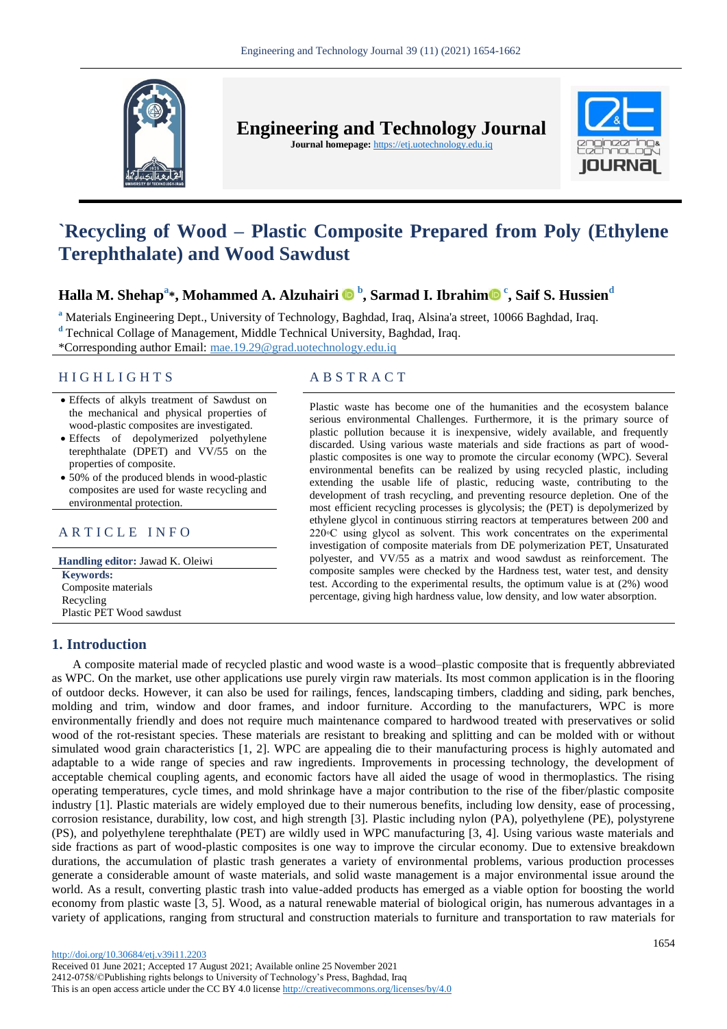# `Recycling of Wood – Plastic Composite Prepared from Poly (Ethylene Terephthalate) and Wood Sawdust

**Halla M. Shehap[a]*, Mohammed A. Alzuhairi[b], Sarmad I. Ibrahim[c], Saif S. Hussien[d]**

[a] Materials Engineering Dept., University of Technology, Baghdad, Iraq, Alsina'a street, 10066 Baghdad, Iraq.
[d] Technical Collage of Management, Middle Technical University, Baghdad, Iraq.
*Corresponding author Email: mae.19.29@grad.uotechnology.edu.iq

## HIGHLIGHTS

- Effects of alkyls treatment of Sawdust on the mechanical and physical properties of wood-plastic composites are investigated.
- Effects of depolymerized polyethylene terephthalate (DPET) and VV/55 on the properties of composite.
- 50% of the produced blends in wood-plastic composites are used for waste recycling and environmental protection.

## ARTICLE INFO

**Handling editor:** Jawad K. Oleiwi

**Keywords:**
Composite materials
Recycling
Plastic PET Wood sawdust

## ABSTRACT

Plastic waste has become one of the humanities and the ecosystem balance serious environmental Challenges. Furthermore, it is the primary source of plastic pollution because it is inexpensive, widely available, and frequently discarded. Using various waste materials and side fractions as part of wood-plastic composites is one way to promote the circular economy (WPC). Several environmental benefits can be realized by using recycled plastic, including extending the usable life of plastic, reducing waste, contributing to the development of trash recycling, and preventing resource depletion. One of the most efficient recycling processes is glycolysis; the (PET) is depolymerized by ethylene glycol in continuous stirring reactors at temperatures between 200 and 220◦C using glycol as solvent. This work concentrates on the experimental investigation of composite materials from DE polymerization PET, Unsaturated polyester, and VV/55 as a matrix and wood sawdust as reinforcement. The composite samples were checked by the Hardness test, water test, and density test. According to the experimental results, the optimum value is at (2%) wood percentage, giving high hardness value, low density, and low water absorption.

## 1. Introduction

A composite material made of recycled plastic and wood waste is a wood–plastic composite that is frequently abbreviated as WPC. On the market, use other applications use purely virgin raw materials. Its most common application is in the flooring of outdoor decks. However, it can also be used for railings, fences, landscaping timbers, cladding and siding, park benches, molding and trim, window and door frames, and indoor furniture. According to the manufacturers, WPC is more environmentally friendly and does not require much maintenance compared to hardwood treated with preservatives or solid wood of the rot-resistant species. These materials are resistant to breaking and splitting and can be molded with or without simulated wood grain characteristics [1, 2]. WPC are appealing die to their manufacturing process is highly automated and adaptable to a wide range of species and raw ingredients. Improvements in processing technology, the development of acceptable chemical coupling agents, and economic factors have all aided the usage of wood in thermoplastics. The rising operating temperatures, cycle times, and mold shrinkage have a major contribution to the rise of the fiber/plastic composite industry [1]. Plastic materials are widely employed due to their numerous benefits, including low density, ease of processing, corrosion resistance, durability, low cost, and high strength [3]. Plastic including nylon (PA), polyethylene (PE), polystyrene (PS), and polyethylene terephthalate (PET) are wildly used in WPC manufacturing [3, 4]. Using various waste materials and side fractions as part of wood-plastic composites is one way to improve the circular economy. Due to extensive breakdown durations, the accumulation of plastic trash generates a variety of environmental problems, various production processes generate a considerable amount of waste materials, and solid waste management is a major environmental issue around the world. As a result, converting plastic trash into value-added products has emerged as a viable option for boosting the world economy from plastic waste [3, 5]. Wood, as a natural renewable material of biological origin, has numerous advantages in a variety of applications, ranging from structural and construction materials to furniture and transportation to raw materials for

http://doi.org/10.30684/etj.v39i11.2203
Received 01 June 2021; Accepted 17 August 2021; Available online 25 November 2021
2412-0758/©Publishing rights belongs to University of Technology's Press, Baghdad, Iraq
This is an open access article under the CC BY 4.0 license http://creativecommons.org/licenses/by/4.0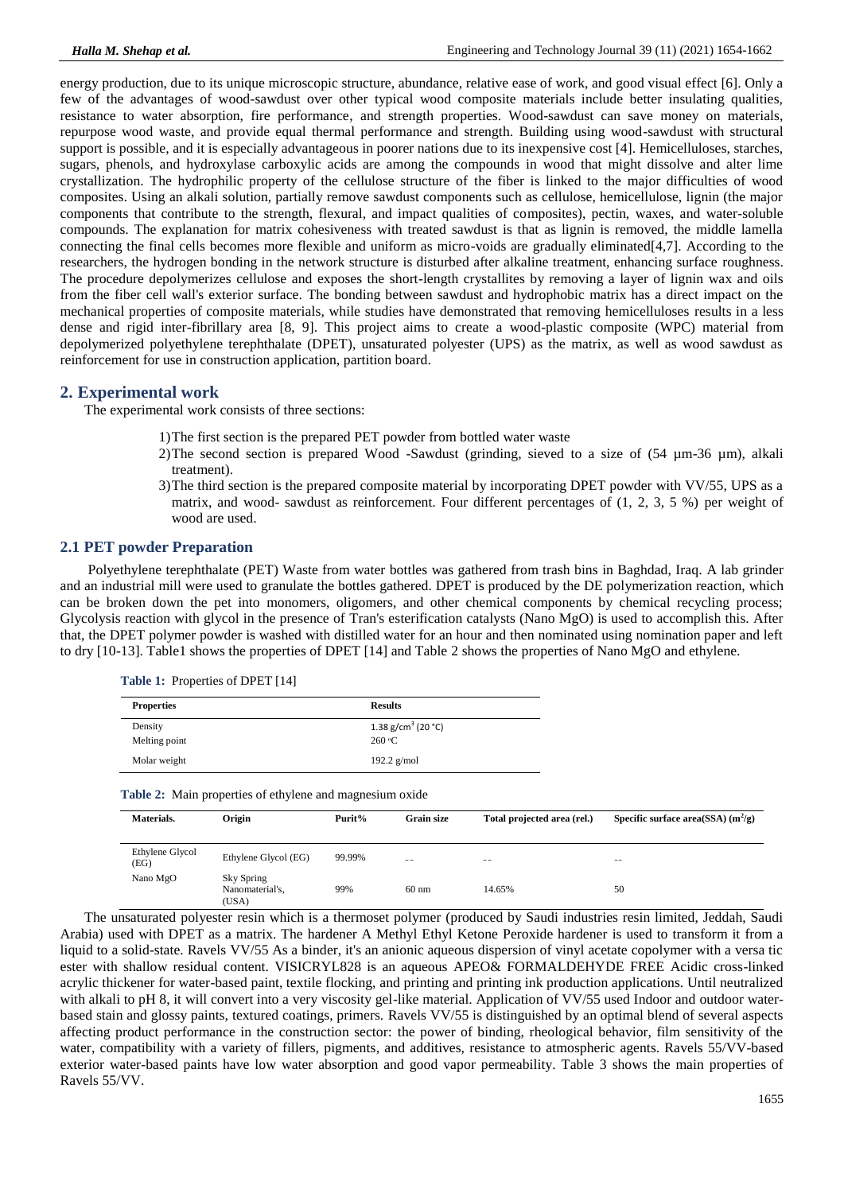energy production, due to its unique microscopic structure, abundance, relative ease of work, and good visual effect [6]. Only a few of the advantages of wood-sawdust over other typical wood composite materials include better insulating qualities, resistance to water absorption, fire performance, and strength properties. Wood-sawdust can save money on materials, repurpose wood waste, and provide equal thermal performance and strength. Building using wood-sawdust with structural support is possible, and it is especially advantageous in poorer nations due to its inexpensive cost [4]. Hemicelluloses, starches, sugars, phenols, and hydroxylase carboxylic acids are among the compounds in wood that might dissolve and alter lime crystallization. The hydrophilic property of the cellulose structure of the fiber is linked to the major difficulties of wood composites. Using an alkali solution, partially remove sawdust components such as cellulose, hemicellulose, lignin (the major components that contribute to the strength, flexural, and impact qualities of composites), pectin, waxes, and water-soluble compounds. The explanation for matrix cohesiveness with treated sawdust is that as lignin is removed, the middle lamella connecting the final cells becomes more flexible and uniform as micro-voids are gradually eliminated[4,7]. According to the researchers, the hydrogen bonding in the network structure is disturbed after alkaline treatment, enhancing surface roughness. The procedure depolymerizes cellulose and exposes the short-length crystallites by removing a layer of lignin wax and oils from the fiber cell wall's exterior surface. The bonding between sawdust and hydrophobic matrix has a direct impact on the mechanical properties of composite materials, while studies have demonstrated that removing hemicelluloses results in a less dense and rigid inter-fibrillary area [8, 9]. This project aims to create a wood-plastic composite (WPC) material from depolymerized polyethylene terephthalate (DPET), unsaturated polyester (UPS) as the matrix, as well as wood sawdust as reinforcement for use in construction application, partition board.

## 2. Experimental work

The experimental work consists of three sections:

1) The first section is the prepared PET powder from bottled water waste
2) The second section is prepared Wood -Sawdust (grinding, sieved to a size of (54 µm-36 µm), alkali treatment).
3) The third section is the prepared composite material by incorporating DPET powder with VV/55, UPS as a matrix, and wood- sawdust as reinforcement. Four different percentages of (1, 2, 3, 5 %) per weight of wood are used.

### 2.1 PET powder Preparation

Polyethylene terephthalate (PET) Waste from water bottles was gathered from trash bins in Baghdad, Iraq. A lab grinder and an industrial mill were used to granulate the bottles gathered. DPET is produced by the DE polymerization reaction, which can be broken down the pet into monomers, oligomers, and other chemical components by chemical recycling process; Glycolysis reaction with glycol in the presence of Tran's esterification catalysts (Nano MgO) is used to accomplish this. After that, the DPET polymer powder is washed with distilled water for an hour and then nominated using nomination paper and left to dry [10-13]. Table1 shows the properties of DPET [14] and Table 2 shows the properties of Nano MgO and ethylene.

**Table 1:** Properties of DPET [14]

| Properties | Results |
|---|---|
| Density | 1.38 g/cm$^3$ (20 °C) |
| Melting point | 260 °C |
| Molar weight | 192.2 g/mol |

**Table 2:** Main properties of ethylene and magnesium oxide

| Materials. | Origin | Purit% | Grain size | Total projected area (rel.) | Specific surface area(SSA) (m$^2$/g) |
|---|---|---|---|---|---|
| Ethylene Glycol (EG) | Ethylene Glycol (EG) | 99.99% | -- | -- | -- |
| Nano MgO | Sky Spring Nanomaterial's, (USA) | 99% | 60 nm | 14.65% | 50 |

The unsaturated polyester resin which is a thermoset polymer (produced by Saudi industries resin limited, Jeddah, Saudi Arabia) used with DPET as a matrix. The hardener A Methyl Ethyl Ketone Peroxide hardener is used to transform it from a liquid to a solid-state. Ravels VV/55 As a binder, it's an anionic aqueous dispersion of vinyl acetate copolymer with a versa tic ester with shallow residual content. VISICRYL828 is an aqueous APEO& FORMALDEHYDE FREE Acidic cross-linked acrylic thickener for water-based paint, textile flocking, and printing and printing ink production applications. Until neutralized with alkali to pH 8, it will convert into a very viscosity gel-like material. Application of VV/55 used Indoor and outdoor water-based stain and glossy paints, textured coatings, primers. Ravels VV/55 is distinguished by an optimal blend of several aspects affecting product performance in the construction sector: the power of binding, rheological behavior, film sensitivity of the water, compatibility with a variety of fillers, pigments, and additives, resistance to atmospheric agents. Ravels 55/VV-based exterior water-based paints have low water absorption and good vapor permeability. Table 3 shows the main properties of Ravels 55/VV.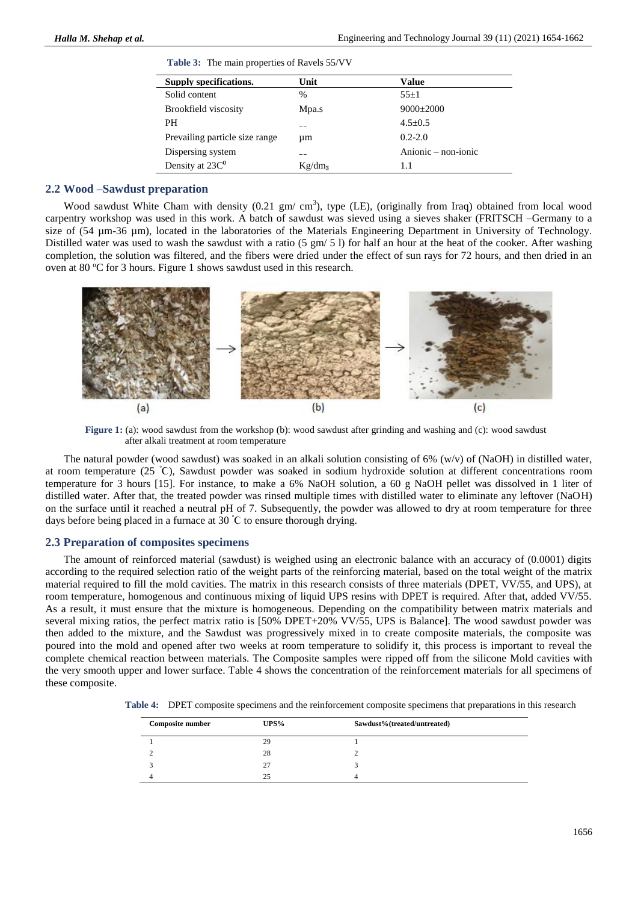**Table 3:** The main properties of Ravels 55/VV

| Supply specifications. | Unit | Value |
|---|---|---|
| Solid content | % | 55±1 |
| Brookfield viscosity | Mpa.s | 9000±2000 |
| PH | -- | 4.5±0.5 |
| Prevailing particle size range | µm | 0.2-2.0 |
| Dispersing system | -- | Anionic – non-ionic |
| Density at 23C$^0$ | Kg/dm$_3$ | 1.1 |

## 2.2 Wood –Sawdust preparation

Wood sawdust White Cham with density (0.21 gm/ cm$^3$), type (LE), (originally from Iraq) obtained from local wood carpentry workshop was used in this work. A batch of sawdust was sieved using a sieves shaker (FRITSCH –Germany to a size of (54 µm-36 µm), located in the laboratories of the Materials Engineering Department in University of Technology. Distilled water was used to wash the sawdust with a ratio (5 gm/ 5 l) for half an hour at the heat of the cooker. After washing completion, the solution was filtered, and the fibers were dried under the effect of sun rays for 72 hours, and then dried in an oven at 80 ºC for 3 hours. Figure 1 shows sawdust used in this research.

**Figure 1:** (a): wood sawdust from the workshop (b): wood sawdust after grinding and washing and (c): wood sawdust after alkali treatment at room temperature

The natural powder (wood sawdust) was soaked in an alkali solution consisting of 6% (w/v) of (NaOH) in distilled water, at room temperature (25 ˚C), Sawdust powder was soaked in sodium hydroxide solution at different concentrations room temperature for 3 hours [15]. For instance, to make a 6% NaOH solution, a 60 g NaOH pellet was dissolved in 1 liter of distilled water. After that, the treated powder was rinsed multiple times with distilled water to eliminate any leftover (NaOH) on the surface until it reached a neutral pH of 7. Subsequently, the powder was allowed to dry at room temperature for three days before being placed in a furnace at 30 ˚C to ensure thorough drying.

## 2.3 Preparation of composites specimens

The amount of reinforced material (sawdust) is weighed using an electronic balance with an accuracy of (0.0001) digits according to the required selection ratio of the weight parts of the reinforcing material, based on the total weight of the matrix material required to fill the mold cavities. The matrix in this research consists of three materials (DPET, VV/55, and UPS), at room temperature, homogenous and continuous mixing of liquid UPS resins with DPET is required. After that, added VV/55. As a result, it must ensure that the mixture is homogeneous. Depending on the compatibility between matrix materials and several mixing ratios, the perfect matrix ratio is [50% DPET+20% VV/55, UPS is Balance]. The wood sawdust powder was then added to the mixture, and the Sawdust was progressively mixed in to create composite materials, the composite was poured into the mold and opened after two weeks at room temperature to solidify it, this process is important to reveal the complete chemical reaction between materials. The Composite samples were ripped off from the silicone Mold cavities with the very smooth upper and lower surface. Table 4 shows the concentration of the reinforcement materials for all specimens of these composite.

**Table 4:** DPET composite specimens and the reinforcement composite specimens that preparations in this research

| Composite number | UPS% | Sawdust%(treated/untreated) |
|---|---|---|
| 1 | 29 | 1 |
| 2 | 28 | 2 |
| 3 | 27 | 3 |
| 4 | 25 | 4 |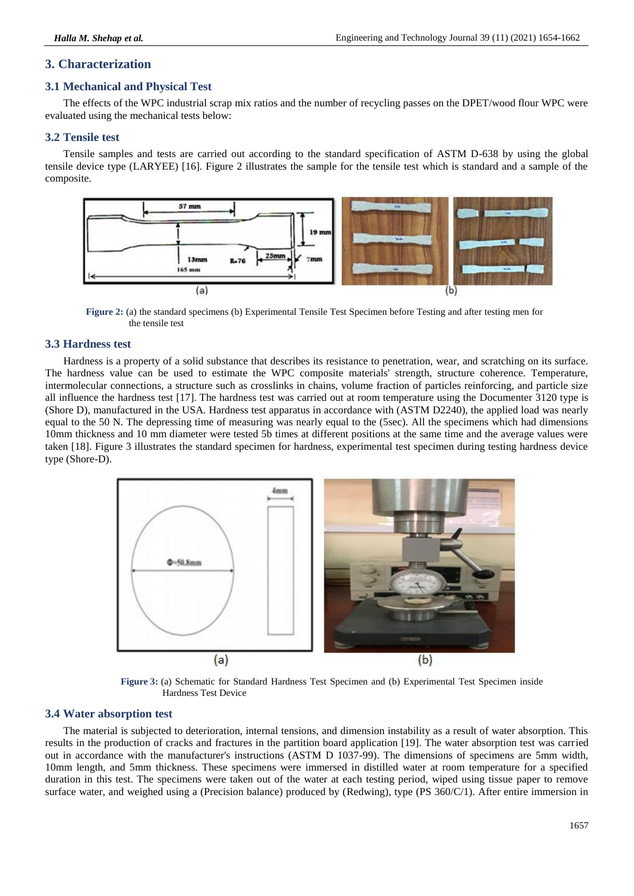## 3. Characterization

### 3.1 Mechanical and Physical Test

The effects of the WPC industrial scrap mix ratios and the number of recycling passes on the DPET/wood flour WPC were evaluated using the mechanical tests below:

### 3.2 Tensile test

Tensile samples and tests are carried out according to the standard specification of ASTM D-638 by using the global tensile device type (LARYEE) [16]. Figure 2 illustrates the sample for the tensile test which is standard and a sample of the composite.

**Figure 2:** (a) the standard specimens (b) Experimental Tensile Test Specimen before Testing and after testing men for the tensile test

### 3.3 Hardness test

Hardness is a property of a solid substance that describes its resistance to penetration, wear, and scratching on its surface. The hardness value can be used to estimate the WPC composite materials' strength, structure coherence. Temperature, intermolecular connections, a structure such as crosslinks in chains, volume fraction of particles reinforcing, and particle size all influence the hardness test [17]. The hardness test was carried out at room temperature using the Documenter 3120 type is (Shore D), manufactured in the USA. Hardness test apparatus in accordance with (ASTM D2240), the applied load was nearly equal to the 50 N. The depressing time of measuring was nearly equal to the (5sec). All the specimens which had dimensions 10mm thickness and 10 mm diameter were tested 5b times at different positions at the same time and the average values were taken [18]. Figure 3 illustrates the standard specimen for hardness, experimental test specimen during testing hardness device type (Shore-D).

**Figure 3:** (a) Schematic for Standard Hardness Test Specimen and (b) Experimental Test Specimen inside Hardness Test Device

### 3.4 Water absorption test

The material is subjected to deterioration, internal tensions, and dimension instability as a result of water absorption. This results in the production of cracks and fractures in the partition board application [19]. The water absorption test was carried out in accordance with the manufacturer's instructions (ASTM D 1037-99). The dimensions of specimens are 5mm width, 10mm length, and 5mm thickness. These specimens were immersed in distilled water at room temperature for a specified duration in this test. The specimens were taken out of the water at each testing period, wiped using tissue paper to remove surface water, and weighed using a (Precision balance) produced by (Redwing), type (PS 360/C/1). After entire immersion in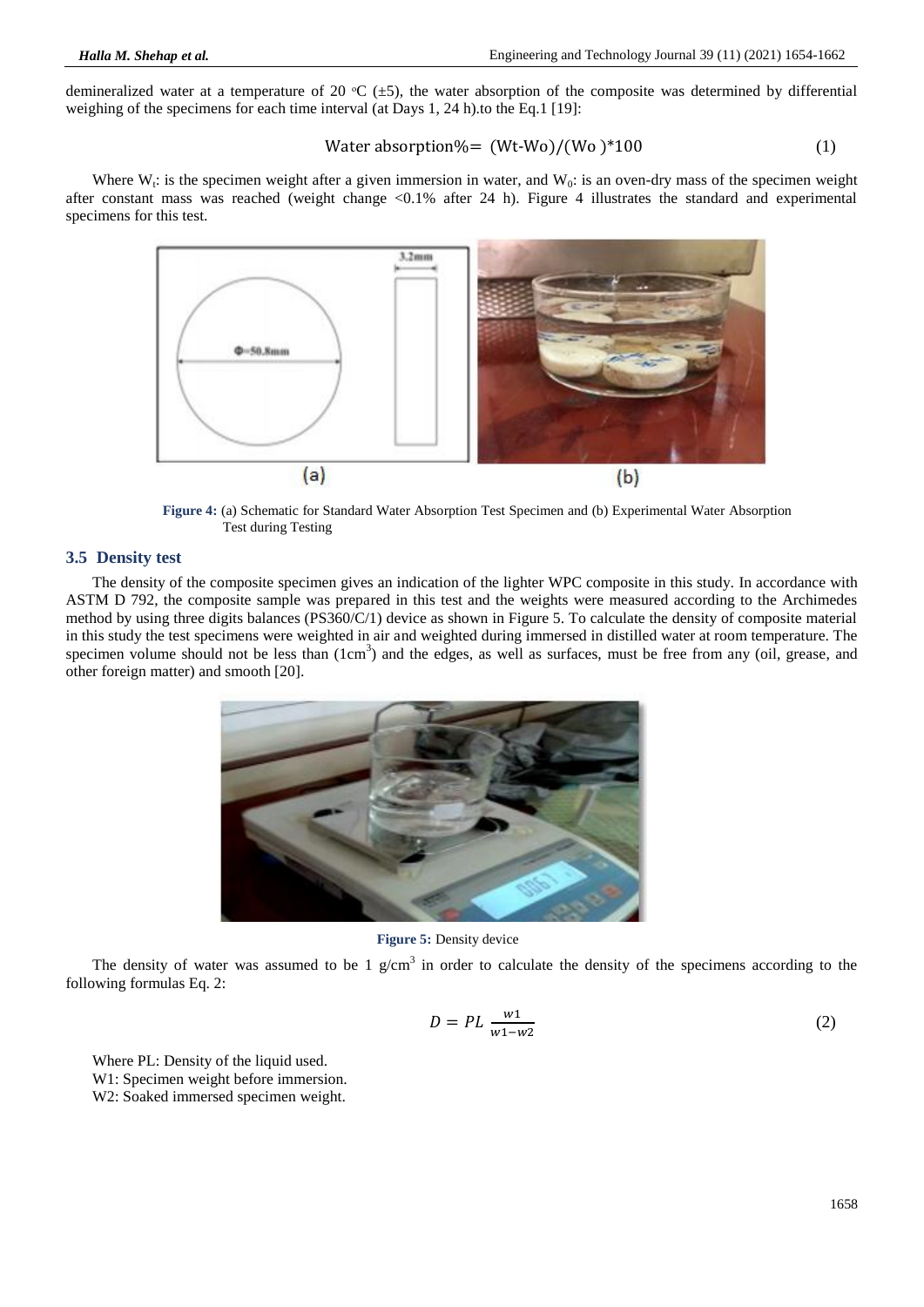demineralized water at a temperature of 20 ᵒC (±5), the water absorption of the composite was determined by differential weighing of the specimens for each time interval (at Days 1, 24 h).to the Eq.1 [19]:

$$\text{Water absorption\%} = (\text{Wt-Wo})/(\text{Wo})*100 \tag{1}$$

Where $W_t$: is the specimen weight after a given immersion in water, and $W_0$: is an oven-dry mass of the specimen weight after constant mass was reached (weight change <0.1% after 24 h). Figure 4 illustrates the standard and experimental specimens for this test.

**Figure 4:** (a) Schematic for Standard Water Absorption Test Specimen and (b) Experimental Water Absorption Test during Testing

## 3.5 Density test

The density of the composite specimen gives an indication of the lighter WPC composite in this study. In accordance with ASTM D 792, the composite sample was prepared in this test and the weights were measured according to the Archimedes method by using three digits balances (PS360/C/1) device as shown in Figure 5. To calculate the density of composite material in this study the test specimens were weighted in air and weighted during immersed in distilled water at room temperature. The specimen volume should not be less than ($1cm^3$) and the edges, as well as surfaces, must be free from any (oil, grease, and other foreign matter) and smooth [20].

**Figure 5:** Density device

The density of water was assumed to be 1 $g/cm^3$ in order to calculate the density of the specimens according to the following formulas Eq. 2:

$$D = PL\ \frac{w1}{w1-w2} \tag{2}$$

Where PL: Density of the liquid used.

W1: Specimen weight before immersion.

W2: Soaked immersed specimen weight.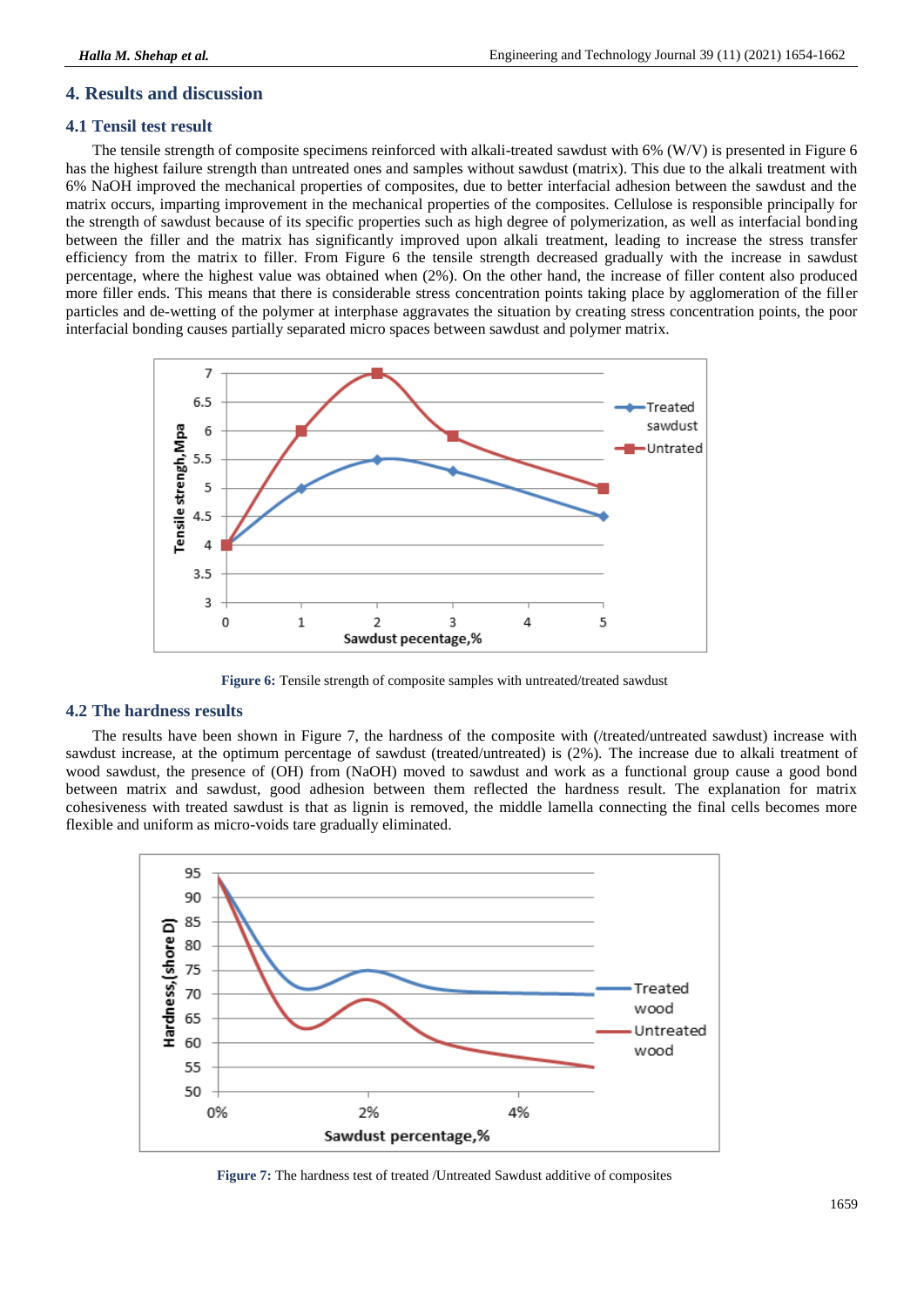## 4. Results and discussion

### 4.1 Tensil test result

The tensile strength of composite specimens reinforced with alkali-treated sawdust with 6% (W/V) is presented in Figure 6 has the highest failure strength than untreated ones and samples without sawdust (matrix). This due to the alkali treatment with 6% NaOH improved the mechanical properties of composites, due to better interfacial adhesion between the sawdust and the matrix occurs, imparting improvement in the mechanical properties of the composites. Cellulose is responsible principally for the strength of sawdust because of its specific properties such as high degree of polymerization, as well as interfacial bonding between the filler and the matrix has significantly improved upon alkali treatment, leading to increase the stress transfer efficiency from the matrix to filler. From Figure 6 the tensile strength decreased gradually with the increase in sawdust percentage, where the highest value was obtained when (2%). On the other hand, the increase of filler content also produced more filler ends. This means that there is considerable stress concentration points taking place by agglomeration of the filler particles and de-wetting of the polymer at interphase aggravates the situation by creating stress concentration points, the poor interfacial bonding causes partially separated micro spaces between sawdust and polymer matrix.

**Figure 6:** Tensile strength of composite samples with untreated/treated sawdust

### 4.2 The hardness results

The results have been shown in Figure 7, the hardness of the composite with (/treated/untreated sawdust) increase with sawdust increase, at the optimum percentage of sawdust (treated/untreated) is (2%). The increase due to alkali treatment of wood sawdust, the presence of (OH) from (NaOH) moved to sawdust and work as a functional group cause a good bond between matrix and sawdust, good adhesion between them reflected the hardness result. The explanation for matrix cohesiveness with treated sawdust is that as lignin is removed, the middle lamella connecting the final cells becomes more flexible and uniform as micro-voids tare gradually eliminated.

**Figure 7:** The hardness test of treated /Untreated Sawdust additive of composites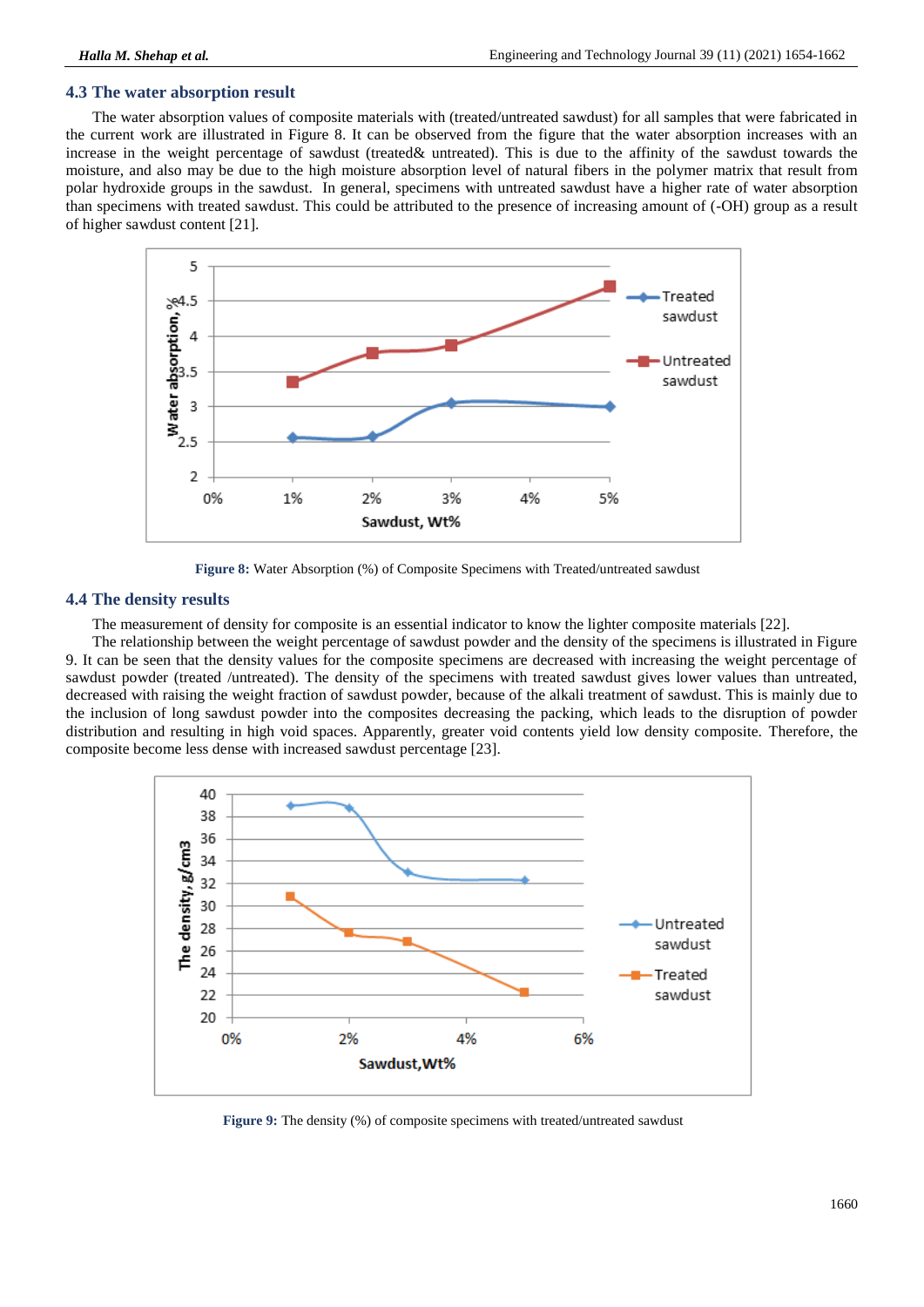### 4.3 The water absorption result

The water absorption values of composite materials with (treated/untreated sawdust) for all samples that were fabricated in the current work are illustrated in Figure 8. It can be observed from the figure that the water absorption increases with an increase in the weight percentage of sawdust (treated& untreated). This is due to the affinity of the sawdust towards the moisture, and also may be due to the high moisture absorption level of natural fibers in the polymer matrix that result from polar hydroxide groups in the sawdust. In general, specimens with untreated sawdust have a higher rate of water absorption than specimens with treated sawdust. This could be attributed to the presence of increasing amount of (-OH) group as a result of higher sawdust content [21].

**Figure 8:** Water Absorption (%) of Composite Specimens with Treated/untreated sawdust

### 4.4 The density results

The measurement of density for composite is an essential indicator to know the lighter composite materials [22].

The relationship between the weight percentage of sawdust powder and the density of the specimens is illustrated in Figure 9. It can be seen that the density values for the composite specimens are decreased with increasing the weight percentage of sawdust powder (treated /untreated). The density of the specimens with treated sawdust gives lower values than untreated, decreased with raising the weight fraction of sawdust powder, because of the alkali treatment of sawdust. This is mainly due to the inclusion of long sawdust powder into the composites decreasing the packing, which leads to the disruption of powder distribution and resulting in high void spaces. Apparently, greater void contents yield low density composite. Therefore, the composite become less dense with increased sawdust percentage [23].

**Figure 9:** The density (%) of composite specimens with treated/untreated sawdust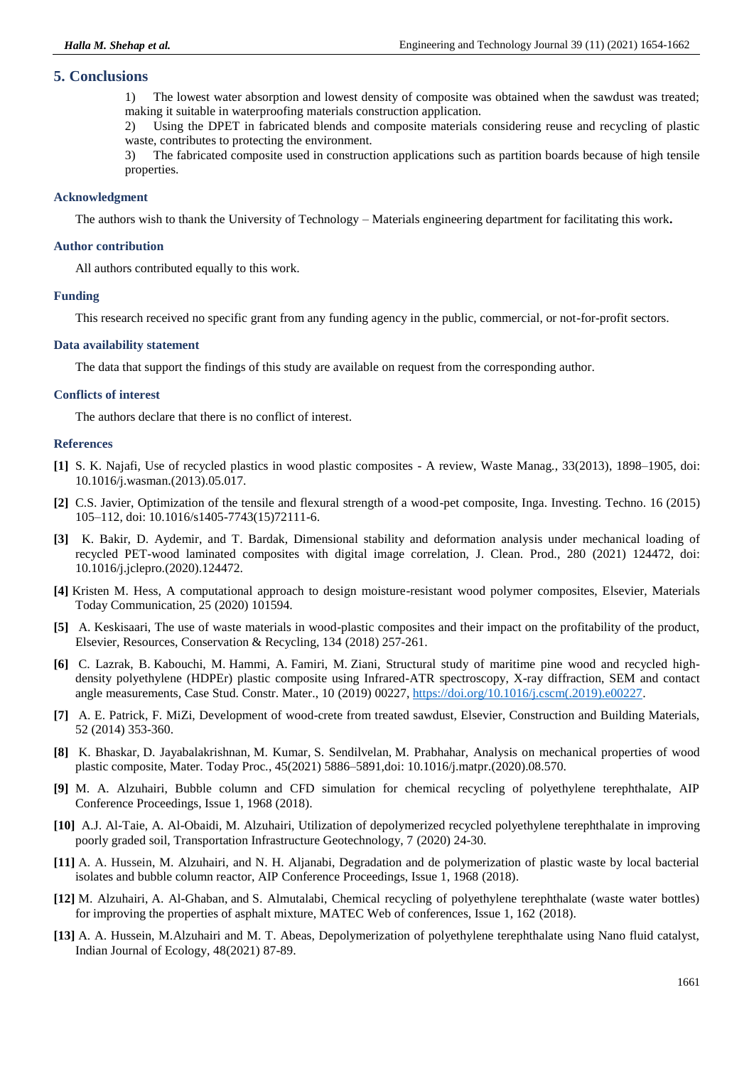## 5. Conclusions

1) The lowest water absorption and lowest density of composite was obtained when the sawdust was treated; making it suitable in waterproofing materials construction application.

2) Using the DPET in fabricated blends and composite materials considering reuse and recycling of plastic waste, contributes to protecting the environment.

3) The fabricated composite used in construction applications such as partition boards because of high tensile properties.

### Acknowledgment

The authors wish to thank the University of Technology – Materials engineering department for facilitating this work**.**

### Author contribution

All authors contributed equally to this work.

### Funding

This research received no specific grant from any funding agency in the public, commercial, or not-for-profit sectors.

### Data availability statement

The data that support the findings of this study are available on request from the corresponding author.

### Conflicts of interest

The authors declare that there is no conflict of interest.

### References

**[1]** S. K. Najafi, Use of recycled plastics in wood plastic composites - A review, Waste Manag., 33(2013), 1898–1905, doi: 10.1016/j.wasman.(2013).05.017.

**[2]** C.S. Javier, Optimization of the tensile and flexural strength of a wood-pet composite, Inga. Investing. Techno. 16 (2015) 105–112, doi: 10.1016/s1405-7743(15)72111-6.

**[3]** K. Bakir, D. Aydemir, and T. Bardak, Dimensional stability and deformation analysis under mechanical loading of recycled PET-wood laminated composites with digital image correlation, J. Clean. Prod., 280 (2021) 124472, doi: 10.1016/j.jclepro.(2020).124472.

**[4]** Kristen M. Hess, A computational approach to design moisture-resistant wood polymer composites, Elsevier, Materials Today Communication, 25 (2020) 101594.

**[5]** A. Keskisaari, The use of waste materials in wood-plastic composites and their impact on the profitability of the product, Elsevier, Resources, Conservation & Recycling, 134 (2018) 257-261.

**[6]** C. Lazrak, B. Kabouchi, M. Hammi, A. Famiri, M. Ziani, Structural study of maritime pine wood and recycled high-density polyethylene (HDPEr) plastic composite using Infrared-ATR spectroscopy, X-ray diffraction, SEM and contact angle measurements, Case Stud. Constr. Mater., 10 (2019) 00227, https://doi.org/10.1016/j.cscm(.2019).e00227.

**[7]** A. E. Patrick, F. MiZi, Development of wood-crete from treated sawdust, Elsevier, Construction and Building Materials, 52 (2014) 353-360.

**[8]** K. Bhaskar, D. Jayabalakrishnan, M. Kumar, S. Sendilvelan, M. Prabhahar, Analysis on mechanical properties of wood plastic composite, Mater. Today Proc., 45(2021) 5886–5891,doi: 10.1016/j.matpr.(2020).08.570.

**[9]** M. A. Alzuhairi, Bubble column and CFD simulation for chemical recycling of polyethylene terephthalate, AIP Conference Proceedings, Issue 1, 1968 (2018).

**[10]** A.J. Al-Taie, A. Al-Obaidi, M. Alzuhairi, Utilization of depolymerized recycled polyethylene terephthalate in improving poorly graded soil, Transportation Infrastructure Geotechnology, 7 (2020) 24-30.

**[11]** A. A. Hussein, M. Alzuhairi, and N. H. Aljanabi, Degradation and de polymerization of plastic waste by local bacterial isolates and bubble column reactor, AIP Conference Proceedings, Issue 1, 1968 (2018).

**[12]** M. Alzuhairi, A. Al-Ghaban, and S. Almutalabi, Chemical recycling of polyethylene terephthalate (waste water bottles) for improving the properties of asphalt mixture, MATEC Web of conferences, Issue 1, 162 (2018).

**[13]** A. A. Hussein, M.Alzuhairi and M. T. Abeas, Depolymerization of polyethylene terephthalate using Nano fluid catalyst, Indian Journal of Ecology, 48(2021) 87-89.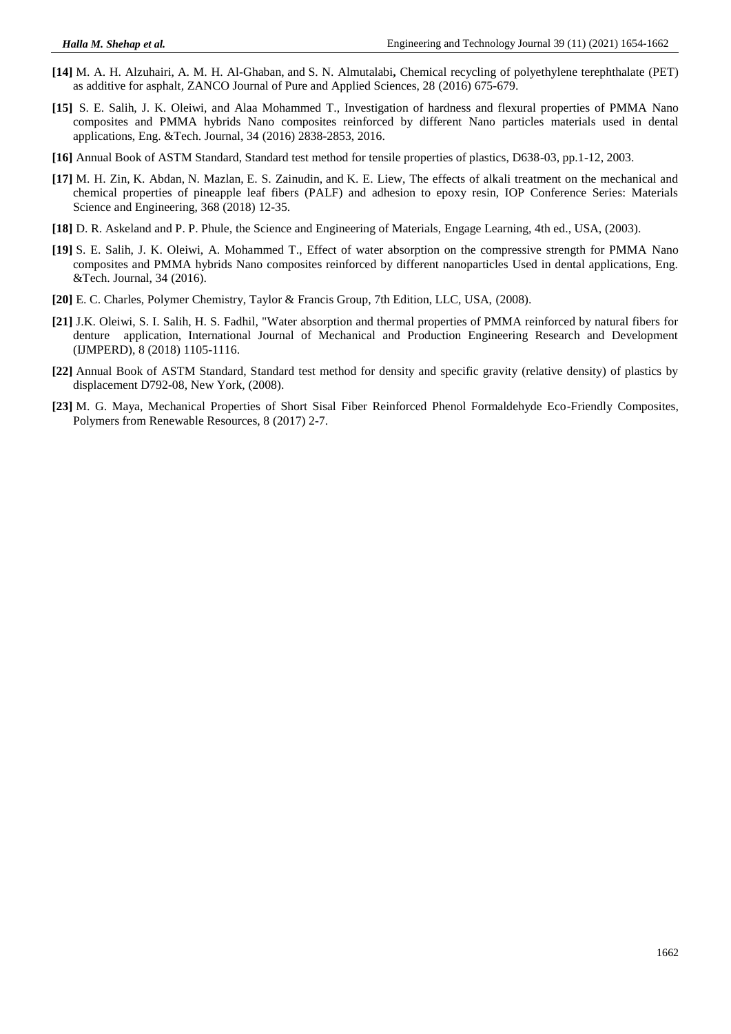**[14]** M. A. H. Alzuhairi, A. M. H. Al-Ghaban, and S. N. Almutalabi**,** Chemical recycling of polyethylene terephthalate (PET) as additive for asphalt, ZANCO Journal of Pure and Applied Sciences, 28 (2016) 675-679.

**[15]** S. E. Salih, J. K. Oleiwi, and Alaa Mohammed T., Investigation of hardness and flexural properties of PMMA Nano composites and PMMA hybrids Nano composites reinforced by different Nano particles materials used in dental applications, Eng. &Tech. Journal, 34 (2016) 2838-2853, 2016.

**[16]** Annual Book of ASTM Standard, Standard test method for tensile properties of plastics, D638-03, pp.1-12, 2003.

**[17]** M. H. Zin, K. Abdan, N. Mazlan, E. S. Zainudin, and K. E. Liew, The effects of alkali treatment on the mechanical and chemical properties of pineapple leaf fibers (PALF) and adhesion to epoxy resin, IOP Conference Series: Materials Science and Engineering, 368 (2018) 12-35.

**[18]** D. R. Askeland and P. P. Phule, the Science and Engineering of Materials, Engage Learning, 4th ed., USA, (2003).

**[19]** S. E. Salih, J. K. Oleiwi, A. Mohammed T., Effect of water absorption on the compressive strength for PMMA Nano composites and PMMA hybrids Nano composites reinforced by different nanoparticles Used in dental applications, Eng. &Tech. Journal, 34 (2016).

**[20]** E. C. Charles, Polymer Chemistry, Taylor & Francis Group, 7th Edition, LLC, USA, (2008).

**[21]** J.K. Oleiwi, S. I. Salih, H. S. Fadhil, "Water absorption and thermal properties of PMMA reinforced by natural fibers for denture application, International Journal of Mechanical and Production Engineering Research and Development (IJMPERD), 8 (2018) 1105-1116.

**[22]** Annual Book of ASTM Standard, Standard test method for density and specific gravity (relative density) of plastics by displacement D792-08, New York, (2008).

**[23]** M. G. Maya, Mechanical Properties of Short Sisal Fiber Reinforced Phenol Formaldehyde Eco-Friendly Composites, Polymers from Renewable Resources, 8 (2017) 2-7.